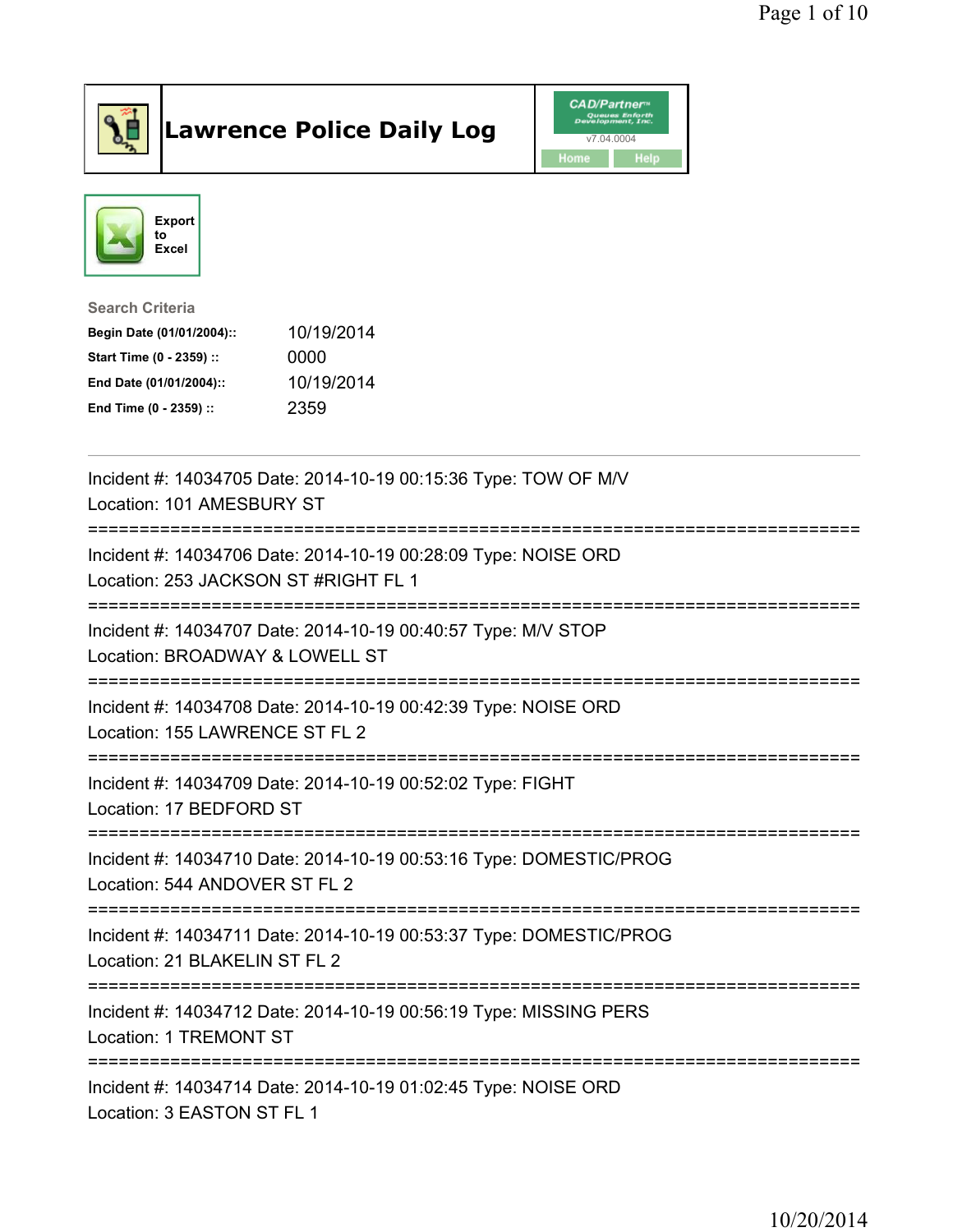# Lawrence Police Daily Log

CAD/Partner
v7.04.0004
Home Help

Export to Excel

**Search Criteria**

| | |
|---|---|
| **Begin Date (01/01/2004)::** | 10/19/2014 |
| **Start Time (0 - 2359) ::** | 0000 |
| **End Date (01/01/2004)::** | 10/19/2014 |
| **End Time (0 - 2359) ::** | 2359 |

---

Incident #: 14034705 Date: 2014-10-19 00:15:36 Type: TOW OF M/V
Location: 101 AMESBURY ST

===========================================================================

Incident #: 14034706 Date: 2014-10-19 00:28:09 Type: NOISE ORD
Location: 253 JACKSON ST #RIGHT FL 1

===========================================================================

Incident #: 14034707 Date: 2014-10-19 00:40:57 Type: M/V STOP
Location: BROADWAY & LOWELL ST

===========================================================================

Incident #: 14034708 Date: 2014-10-19 00:42:39 Type: NOISE ORD
Location: 155 LAWRENCE ST FL 2

===========================================================================

Incident #: 14034709 Date: 2014-10-19 00:52:02 Type: FIGHT
Location: 17 BEDFORD ST

===========================================================================

Incident #: 14034710 Date: 2014-10-19 00:53:16 Type: DOMESTIC/PROG
Location: 544 ANDOVER ST FL 2

===========================================================================

Incident #: 14034711 Date: 2014-10-19 00:53:37 Type: DOMESTIC/PROG
Location: 21 BLAKELIN ST FL 2

===========================================================================

Incident #: 14034712 Date: 2014-10-19 00:56:19 Type: MISSING PERS
Location: 1 TREMONT ST

===========================================================================

Incident #: 14034714 Date: 2014-10-19 01:02:45 Type: NOISE ORD
Location: 3 EASTON ST FL 1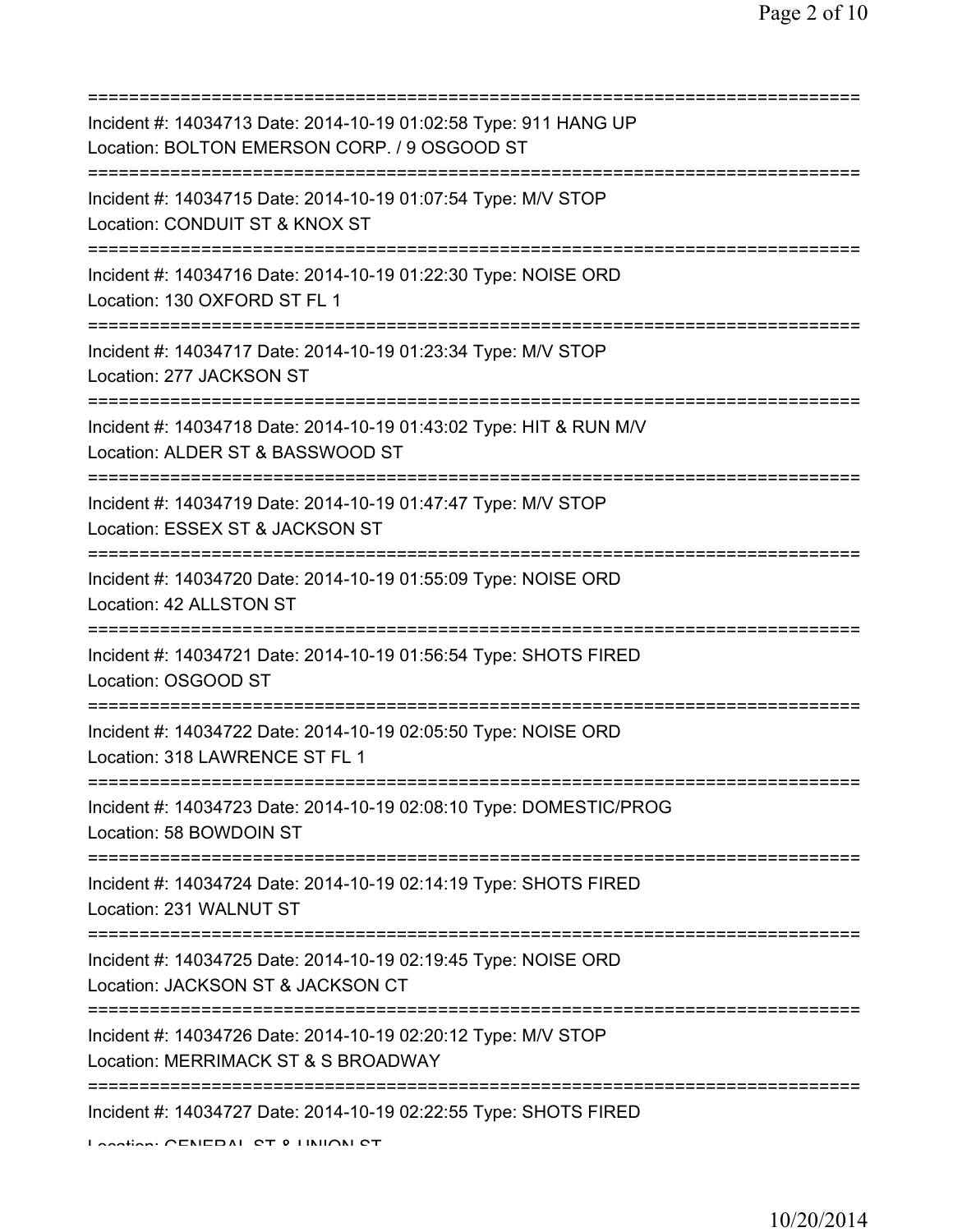===========================================================================
Incident #: 14034713 Date: 2014-10-19 01:02:58 Type: 911 HANG UP
Location: BOLTON EMERSON CORP. / 9 OSGOOD ST
===========================================================================
Incident #: 14034715 Date: 2014-10-19 01:07:54 Type: M/V STOP
Location: CONDUIT ST & KNOX ST
===========================================================================
Incident #: 14034716 Date: 2014-10-19 01:22:30 Type: NOISE ORD
Location: 130 OXFORD ST FL 1
===========================================================================
Incident #: 14034717 Date: 2014-10-19 01:23:34 Type: M/V STOP
Location: 277 JACKSON ST
===========================================================================
Incident #: 14034718 Date: 2014-10-19 01:43:02 Type: HIT & RUN M/V
Location: ALDER ST & BASSWOOD ST
===========================================================================
Incident #: 14034719 Date: 2014-10-19 01:47:47 Type: M/V STOP
Location: ESSEX ST & JACKSON ST
===========================================================================
Incident #: 14034720 Date: 2014-10-19 01:55:09 Type: NOISE ORD
Location: 42 ALLSTON ST
===========================================================================
Incident #: 14034721 Date: 2014-10-19 01:56:54 Type: SHOTS FIRED
Location: OSGOOD ST
===========================================================================
Incident #: 14034722 Date: 2014-10-19 02:05:50 Type: NOISE ORD
Location: 318 LAWRENCE ST FL 1
===========================================================================
Incident #: 14034723 Date: 2014-10-19 02:08:10 Type: DOMESTIC/PROG
Location: 58 BOWDOIN ST
===========================================================================
Incident #: 14034724 Date: 2014-10-19 02:14:19 Type: SHOTS FIRED
Location: 231 WALNUT ST
===========================================================================
Incident #: 14034725 Date: 2014-10-19 02:19:45 Type: NOISE ORD
Location: JACKSON ST & JACKSON CT
===========================================================================
Incident #: 14034726 Date: 2014-10-19 02:20:12 Type: M/V STOP
Location: MERRIMACK ST & S BROADWAY
===========================================================================
Incident #: 14034727 Date: 2014-10-19 02:22:55 Type: SHOTS FIRED
Location: GENERAL ST & UNION ST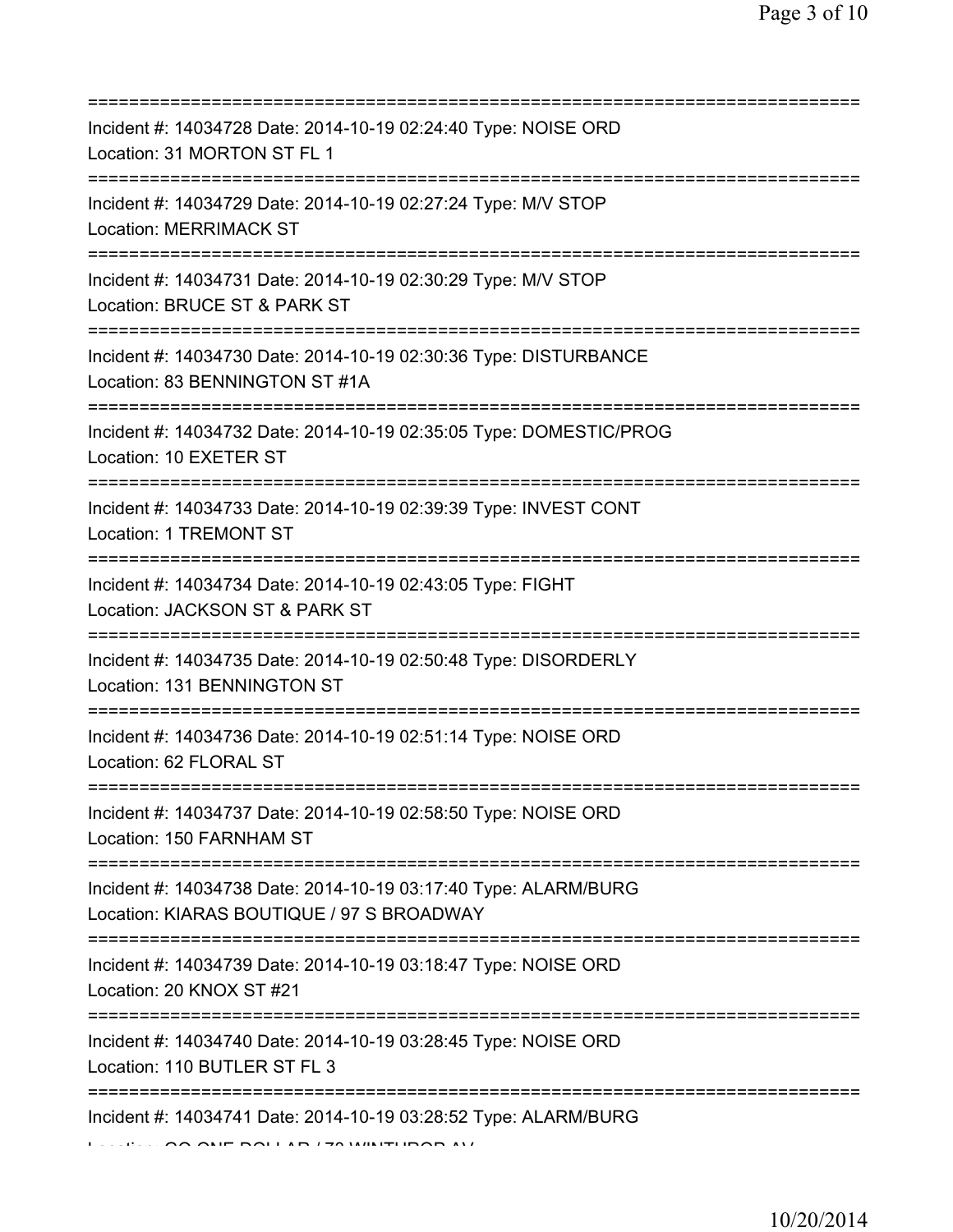===========================================================================
Incident #: 14034728 Date: 2014-10-19 02:24:40 Type: NOISE ORD
Location: 31 MORTON ST FL 1
===========================================================================
Incident #: 14034729 Date: 2014-10-19 02:27:24 Type: M/V STOP
Location: MERRIMACK ST
===========================================================================
Incident #: 14034731 Date: 2014-10-19 02:30:29 Type: M/V STOP
Location: BRUCE ST & PARK ST
===========================================================================
Incident #: 14034730 Date: 2014-10-19 02:30:36 Type: DISTURBANCE
Location: 83 BENNINGTON ST #1A
===========================================================================
Incident #: 14034732 Date: 2014-10-19 02:35:05 Type: DOMESTIC/PROG
Location: 10 EXETER ST
===========================================================================
Incident #: 14034733 Date: 2014-10-19 02:39:39 Type: INVEST CONT
Location: 1 TREMONT ST
===========================================================================
Incident #: 14034734 Date: 2014-10-19 02:43:05 Type: FIGHT
Location: JACKSON ST & PARK ST
===========================================================================
Incident #: 14034735 Date: 2014-10-19 02:50:48 Type: DISORDERLY
Location: 131 BENNINGTON ST
===========================================================================
Incident #: 14034736 Date: 2014-10-19 02:51:14 Type: NOISE ORD
Location: 62 FLORAL ST
===========================================================================
Incident #: 14034737 Date: 2014-10-19 02:58:50 Type: NOISE ORD
Location: 150 FARNHAM ST
===========================================================================
Incident #: 14034738 Date: 2014-10-19 03:17:40 Type: ALARM/BURG
Location: KIARAS BOUTIQUE / 97 S BROADWAY
===========================================================================
Incident #: 14034739 Date: 2014-10-19 03:18:47 Type: NOISE ORD
Location: 20 KNOX ST #21
===========================================================================
Incident #: 14034740 Date: 2014-10-19 03:28:45 Type: NOISE ORD
Location: 110 BUTLER ST FL 3
===========================================================================
Incident #: 14034741 Date: 2014-10-19 03:28:52 Type: ALARM/BURG
Location: GO ONE DOLLAR / 70 WINTHROP AV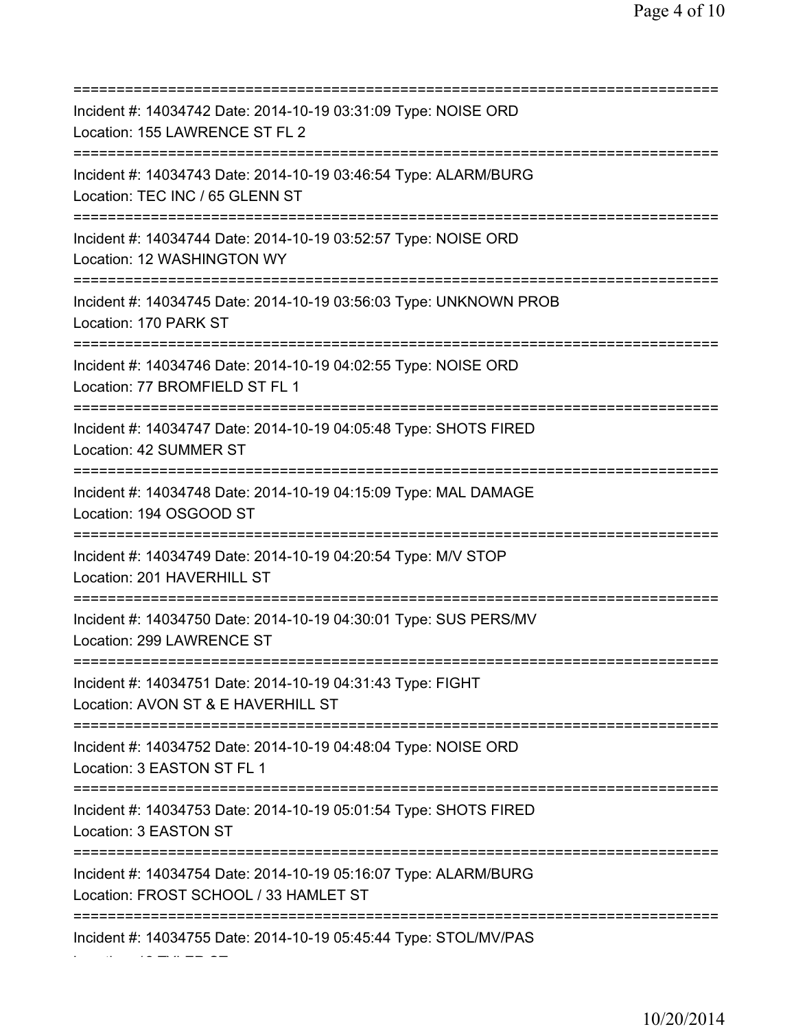===========================================================================
Incident #: 14034742 Date: 2014-10-19 03:31:09 Type: NOISE ORD
Location: 155 LAWRENCE ST FL 2
===========================================================================
Incident #: 14034743 Date: 2014-10-19 03:46:54 Type: ALARM/BURG
Location: TEC INC / 65 GLENN ST
===========================================================================
Incident #: 14034744 Date: 2014-10-19 03:52:57 Type: NOISE ORD
Location: 12 WASHINGTON WY
===========================================================================
Incident #: 14034745 Date: 2014-10-19 03:56:03 Type: UNKNOWN PROB
Location: 170 PARK ST
===========================================================================
Incident #: 14034746 Date: 2014-10-19 04:02:55 Type: NOISE ORD
Location: 77 BROMFIELD ST FL 1
===========================================================================
Incident #: 14034747 Date: 2014-10-19 04:05:48 Type: SHOTS FIRED
Location: 42 SUMMER ST
===========================================================================
Incident #: 14034748 Date: 2014-10-19 04:15:09 Type: MAL DAMAGE
Location: 194 OSGOOD ST
===========================================================================
Incident #: 14034749 Date: 2014-10-19 04:20:54 Type: M/V STOP
Location: 201 HAVERHILL ST
===========================================================================
Incident #: 14034750 Date: 2014-10-19 04:30:01 Type: SUS PERS/MV
Location: 299 LAWRENCE ST
===========================================================================
Incident #: 14034751 Date: 2014-10-19 04:31:43 Type: FIGHT
Location: AVON ST & E HAVERHILL ST
===========================================================================
Incident #: 14034752 Date: 2014-10-19 04:48:04 Type: NOISE ORD
Location: 3 EASTON ST FL 1
===========================================================================
Incident #: 14034753 Date: 2014-10-19 05:01:54 Type: SHOTS FIRED
Location: 3 EASTON ST
===========================================================================
Incident #: 14034754 Date: 2014-10-19 05:16:07 Type: ALARM/BURG
Location: FROST SCHOOL / 33 HAMLET ST
===========================================================================
Incident #: 14034755 Date: 2014-10-19 05:45:44 Type: STOL/MV/PAS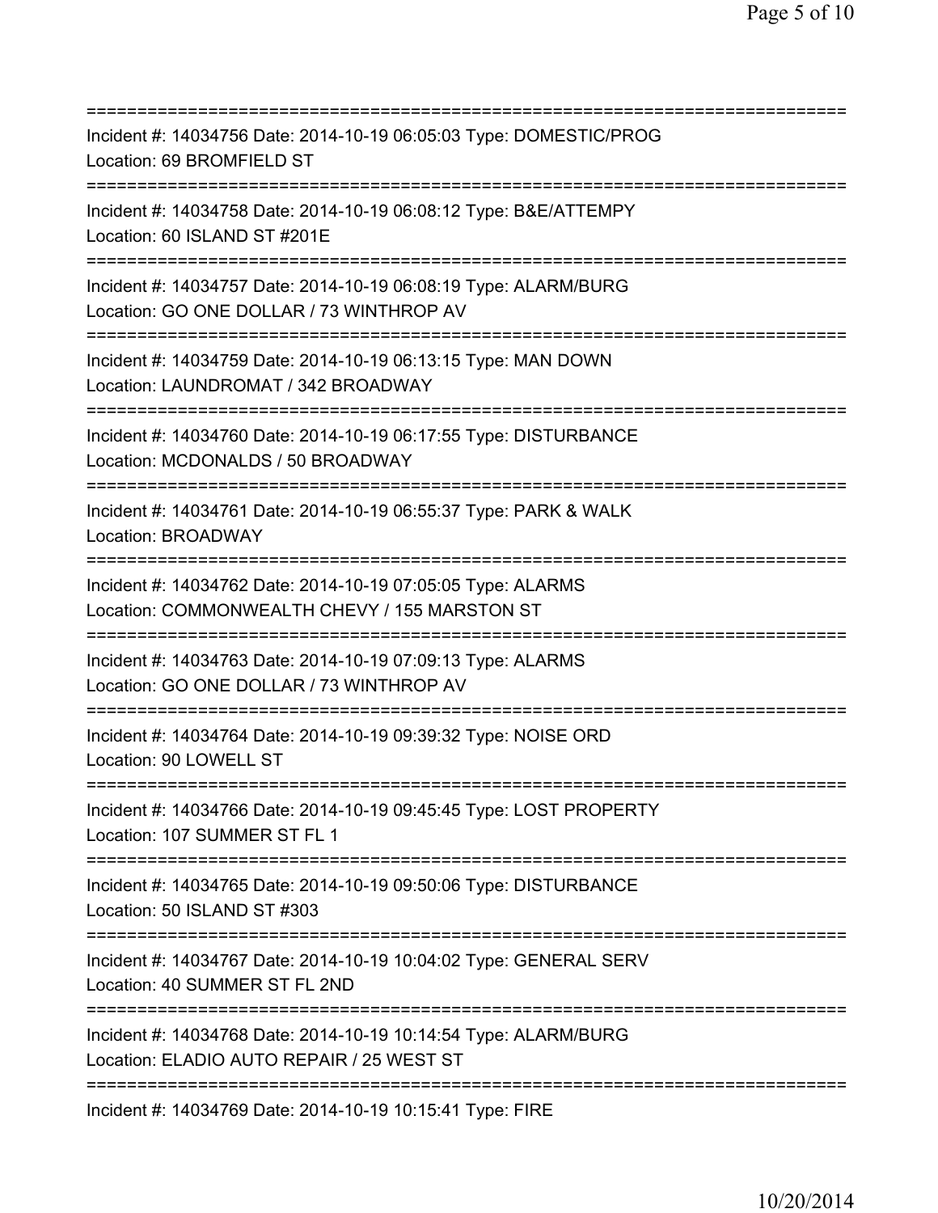===========================================================================
Incident #: 14034756 Date: 2014-10-19 06:05:03 Type: DOMESTIC/PROG
Location: 69 BROMFIELD ST
===========================================================================
Incident #: 14034758 Date: 2014-10-19 06:08:12 Type: B&E/ATTEMPY
Location: 60 ISLAND ST #201E
===========================================================================
Incident #: 14034757 Date: 2014-10-19 06:08:19 Type: ALARM/BURG
Location: GO ONE DOLLAR / 73 WINTHROP AV
===========================================================================
Incident #: 14034759 Date: 2014-10-19 06:13:15 Type: MAN DOWN
Location: LAUNDROMAT / 342 BROADWAY
===========================================================================
Incident #: 14034760 Date: 2014-10-19 06:17:55 Type: DISTURBANCE
Location: MCDONALDS / 50 BROADWAY
===========================================================================
Incident #: 14034761 Date: 2014-10-19 06:55:37 Type: PARK & WALK
Location: BROADWAY
===========================================================================
Incident #: 14034762 Date: 2014-10-19 07:05:05 Type: ALARMS
Location: COMMONWEALTH CHEVY / 155 MARSTON ST
===========================================================================
Incident #: 14034763 Date: 2014-10-19 07:09:13 Type: ALARMS
Location: GO ONE DOLLAR / 73 WINTHROP AV
===========================================================================
Incident #: 14034764 Date: 2014-10-19 09:39:32 Type: NOISE ORD
Location: 90 LOWELL ST
===========================================================================
Incident #: 14034766 Date: 2014-10-19 09:45:45 Type: LOST PROPERTY
Location: 107 SUMMER ST FL 1
===========================================================================
Incident #: 14034765 Date: 2014-10-19 09:50:06 Type: DISTURBANCE
Location: 50 ISLAND ST #303
===========================================================================
Incident #: 14034767 Date: 2014-10-19 10:04:02 Type: GENERAL SERV
Location: 40 SUMMER ST FL 2ND
===========================================================================
Incident #: 14034768 Date: 2014-10-19 10:14:54 Type: ALARM/BURG
Location: ELADIO AUTO REPAIR / 25 WEST ST
===========================================================================
Incident #: 14034769 Date: 2014-10-19 10:15:41 Type: FIRE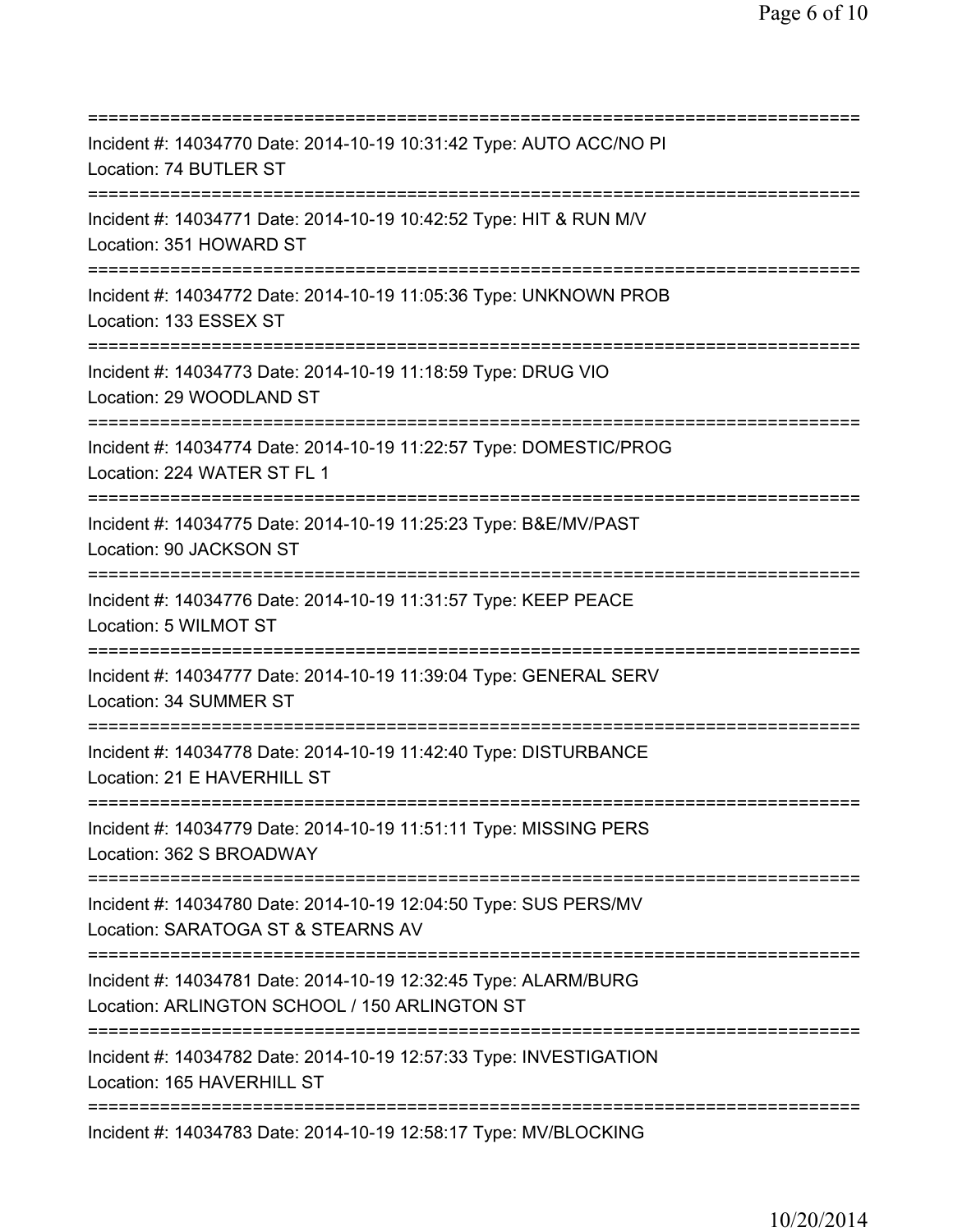===========================================================================
Incident #: 14034770 Date: 2014-10-19 10:31:42 Type: AUTO ACC/NO PI
Location: 74 BUTLER ST
===========================================================================
Incident #: 14034771 Date: 2014-10-19 10:42:52 Type: HIT & RUN M/V
Location: 351 HOWARD ST
===========================================================================
Incident #: 14034772 Date: 2014-10-19 11:05:36 Type: UNKNOWN PROB
Location: 133 ESSEX ST
===========================================================================
Incident #: 14034773 Date: 2014-10-19 11:18:59 Type: DRUG VIO
Location: 29 WOODLAND ST
===========================================================================
Incident #: 14034774 Date: 2014-10-19 11:22:57 Type: DOMESTIC/PROG
Location: 224 WATER ST FL 1
===========================================================================
Incident #: 14034775 Date: 2014-10-19 11:25:23 Type: B&E/MV/PAST
Location: 90 JACKSON ST
===========================================================================
Incident #: 14034776 Date: 2014-10-19 11:31:57 Type: KEEP PEACE
Location: 5 WILMOT ST
===========================================================================
Incident #: 14034777 Date: 2014-10-19 11:39:04 Type: GENERAL SERV
Location: 34 SUMMER ST
===========================================================================
Incident #: 14034778 Date: 2014-10-19 11:42:40 Type: DISTURBANCE
Location: 21 E HAVERHILL ST
===========================================================================
Incident #: 14034779 Date: 2014-10-19 11:51:11 Type: MISSING PERS
Location: 362 S BROADWAY
===========================================================================
Incident #: 14034780 Date: 2014-10-19 12:04:50 Type: SUS PERS/MV
Location: SARATOGA ST & STEARNS AV
===========================================================================
Incident #: 14034781 Date: 2014-10-19 12:32:45 Type: ALARM/BURG
Location: ARLINGTON SCHOOL / 150 ARLINGTON ST
===========================================================================
Incident #: 14034782 Date: 2014-10-19 12:57:33 Type: INVESTIGATION
Location: 165 HAVERHILL ST
===========================================================================
Incident #: 14034783 Date: 2014-10-19 12:58:17 Type: MV/BLOCKING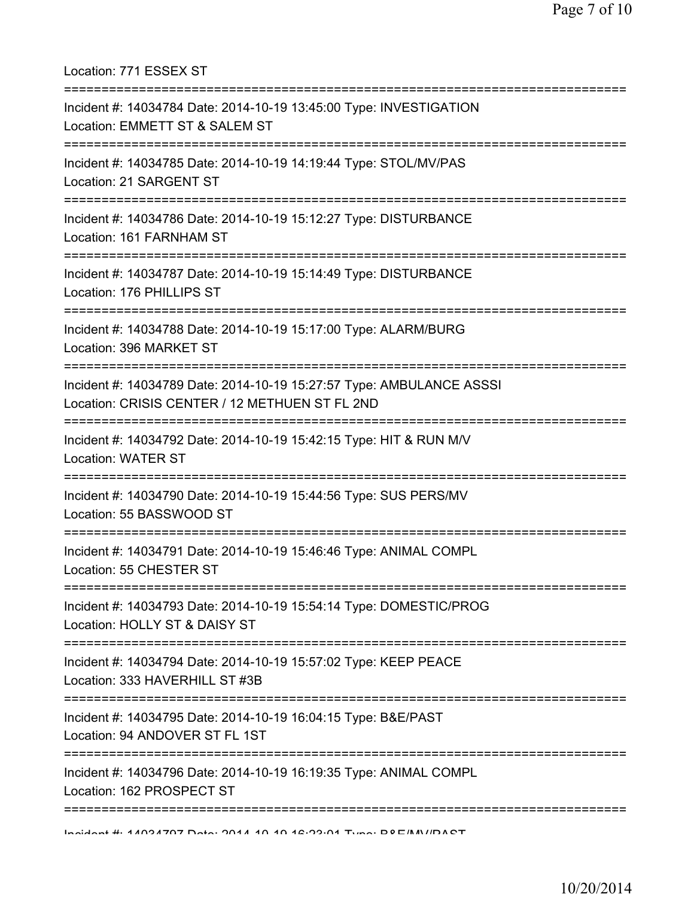Location: 771 ESSEX ST

===========================================================================

Incident #: 14034784 Date: 2014-10-19 13:45:00 Type: INVESTIGATION
Location: EMMETT ST & SALEM ST

===========================================================================

Incident #: 14034785 Date: 2014-10-19 14:19:44 Type: STOL/MV/PAS
Location: 21 SARGENT ST

===========================================================================

Incident #: 14034786 Date: 2014-10-19 15:12:27 Type: DISTURBANCE
Location: 161 FARNHAM ST

===========================================================================

Incident #: 14034787 Date: 2014-10-19 15:14:49 Type: DISTURBANCE
Location: 176 PHILLIPS ST

===========================================================================

Incident #: 14034788 Date: 2014-10-19 15:17:00 Type: ALARM/BURG
Location: 396 MARKET ST

===========================================================================

Incident #: 14034789 Date: 2014-10-19 15:27:57 Type: AMBULANCE ASSSI
Location: CRISIS CENTER / 12 METHUEN ST FL 2ND

===========================================================================

Incident #: 14034792 Date: 2014-10-19 15:42:15 Type: HIT & RUN M/V
Location: WATER ST

===========================================================================

Incident #: 14034790 Date: 2014-10-19 15:44:56 Type: SUS PERS/MV
Location: 55 BASSWOOD ST

===========================================================================

Incident #: 14034791 Date: 2014-10-19 15:46:46 Type: ANIMAL COMPL
Location: 55 CHESTER ST

===========================================================================

Incident #: 14034793 Date: 2014-10-19 15:54:14 Type: DOMESTIC/PROG
Location: HOLLY ST & DAISY ST

===========================================================================

Incident #: 14034794 Date: 2014-10-19 15:57:02 Type: KEEP PEACE
Location: 333 HAVERHILL ST #3B

===========================================================================

Incident #: 14034795 Date: 2014-10-19 16:04:15 Type: B&E/PAST
Location: 94 ANDOVER ST FL 1ST

===========================================================================

Incident #: 14034796 Date: 2014-10-19 16:19:35 Type: ANIMAL COMPL
Location: 162 PROSPECT ST

===========================================================================

Incident #: 14034797 Date: 2014-10-19 16:23:01 Type: B&E/MV/PAST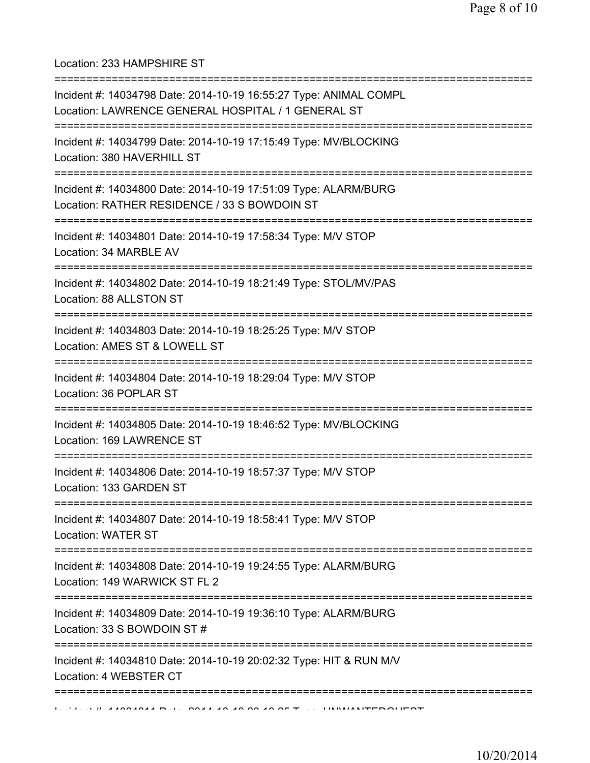Location: 233 HAMPSHIRE ST

===========================================================================

Incident #: 14034798 Date: 2014-10-19 16:55:27 Type: ANIMAL COMPL
Location: LAWRENCE GENERAL HOSPITAL / 1 GENERAL ST

===========================================================================

Incident #: 14034799 Date: 2014-10-19 17:15:49 Type: MV/BLOCKING
Location: 380 HAVERHILL ST

===========================================================================

Incident #: 14034800 Date: 2014-10-19 17:51:09 Type: ALARM/BURG
Location: RATHER RESIDENCE / 33 S BOWDOIN ST

===========================================================================

Incident #: 14034801 Date: 2014-10-19 17:58:34 Type: M/V STOP
Location: 34 MARBLE AV

===========================================================================

Incident #: 14034802 Date: 2014-10-19 18:21:49 Type: STOL/MV/PAS
Location: 88 ALLSTON ST

===========================================================================

Incident #: 14034803 Date: 2014-10-19 18:25:25 Type: M/V STOP
Location: AMES ST & LOWELL ST

===========================================================================

Incident #: 14034804 Date: 2014-10-19 18:29:04 Type: M/V STOP
Location: 36 POPLAR ST

===========================================================================

Incident #: 14034805 Date: 2014-10-19 18:46:52 Type: MV/BLOCKING
Location: 169 LAWRENCE ST

===========================================================================

Incident #: 14034806 Date: 2014-10-19 18:57:37 Type: M/V STOP
Location: 133 GARDEN ST

===========================================================================

Incident #: 14034807 Date: 2014-10-19 18:58:41 Type: M/V STOP
Location: WATER ST

===========================================================================

Incident #: 14034808 Date: 2014-10-19 19:24:55 Type: ALARM/BURG
Location: 149 WARWICK ST FL 2

===========================================================================

Incident #: 14034809 Date: 2014-10-19 19:36:10 Type: ALARM/BURG
Location: 33 S BOWDOIN ST #

===========================================================================

Incident #: 14034810 Date: 2014-10-19 20:02:32 Type: HIT & RUN M/V
Location: 4 WEBSTER CT

===========================================================================

Incident #: 14034811 Date: 2014-10-19 20:19:25 Type: UNWANTEDGUEST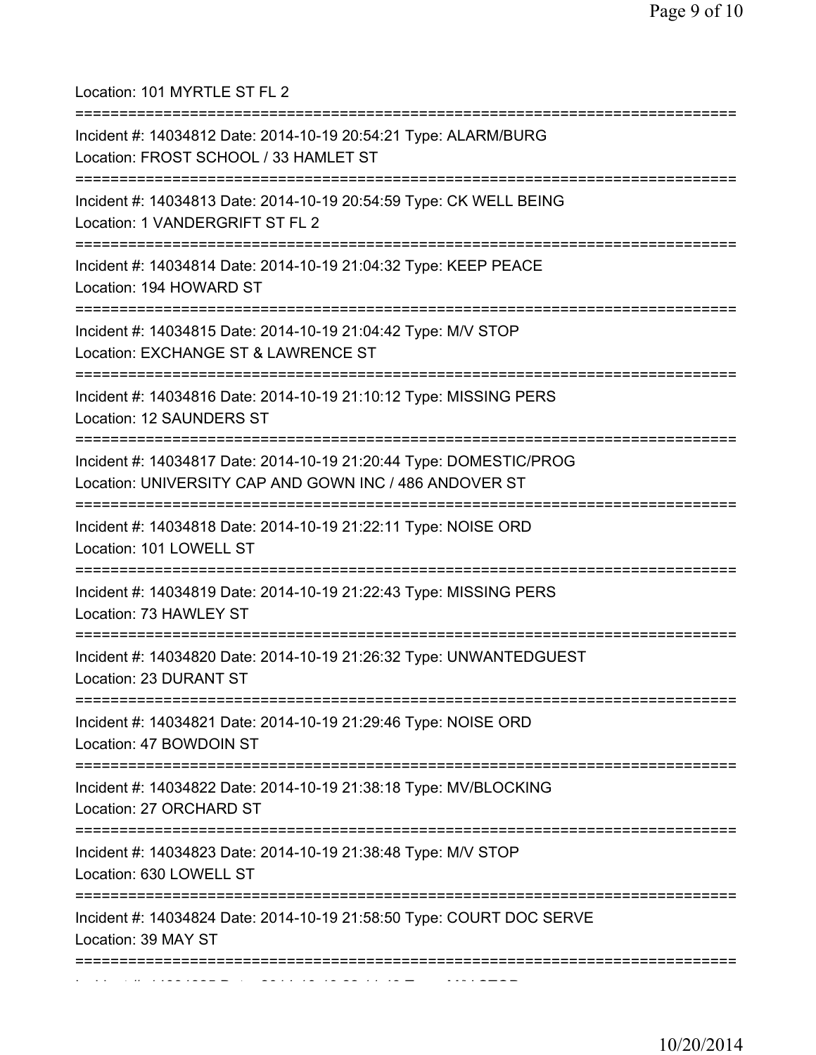Location: 101 MYRTLE ST FL 2

===========================================================================

Incident #: 14034812 Date: 2014-10-19 20:54:21 Type: ALARM/BURG
Location: FROST SCHOOL / 33 HAMLET ST

===========================================================================

Incident #: 14034813 Date: 2014-10-19 20:54:59 Type: CK WELL BEING
Location: 1 VANDERGRIFT ST FL 2

===========================================================================

Incident #: 14034814 Date: 2014-10-19 21:04:32 Type: KEEP PEACE
Location: 194 HOWARD ST

===========================================================================

Incident #: 14034815 Date: 2014-10-19 21:04:42 Type: M/V STOP
Location: EXCHANGE ST & LAWRENCE ST

===========================================================================

Incident #: 14034816 Date: 2014-10-19 21:10:12 Type: MISSING PERS
Location: 12 SAUNDERS ST

===========================================================================

Incident #: 14034817 Date: 2014-10-19 21:20:44 Type: DOMESTIC/PROG
Location: UNIVERSITY CAP AND GOWN INC / 486 ANDOVER ST

===========================================================================

Incident #: 14034818 Date: 2014-10-19 21:22:11 Type: NOISE ORD
Location: 101 LOWELL ST

===========================================================================

Incident #: 14034819 Date: 2014-10-19 21:22:43 Type: MISSING PERS
Location: 73 HAWLEY ST

===========================================================================

Incident #: 14034820 Date: 2014-10-19 21:26:32 Type: UNWANTEDGUEST
Location: 23 DURANT ST

===========================================================================

Incident #: 14034821 Date: 2014-10-19 21:29:46 Type: NOISE ORD
Location: 47 BOWDOIN ST

===========================================================================

Incident #: 14034822 Date: 2014-10-19 21:38:18 Type: MV/BLOCKING
Location: 27 ORCHARD ST

===========================================================================

Incident #: 14034823 Date: 2014-10-19 21:38:48 Type: M/V STOP
Location: 630 LOWELL ST

===========================================================================

Incident #: 14034824 Date: 2014-10-19 21:58:50 Type: COURT DOC SERVE
Location: 39 MAY ST

===========================================================================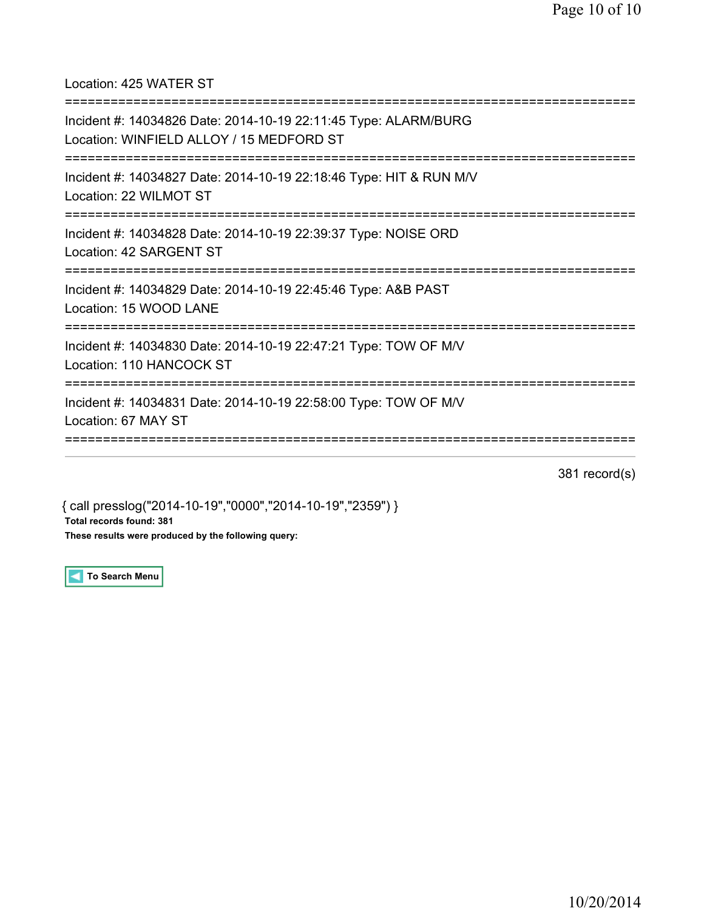Location: 425 WATER ST

===========================================================================

Incident #: 14034826 Date: 2014-10-19 22:11:45 Type: ALARM/BURG

Location: WINFIELD ALLOY / 15 MEDFORD ST

===========================================================================

Incident #: 14034827 Date: 2014-10-19 22:18:46 Type: HIT & RUN M/V

Location: 22 WILMOT ST

===========================================================================

Incident #: 14034828 Date: 2014-10-19 22:39:37 Type: NOISE ORD

Location: 42 SARGENT ST

===========================================================================

Incident #: 14034829 Date: 2014-10-19 22:45:46 Type: A&B PAST

Location: 15 WOOD LANE

===========================================================================

Incident #: 14034830 Date: 2014-10-19 22:47:21 Type: TOW OF M/V

Location: 110 HANCOCK ST

===========================================================================

Incident #: 14034831 Date: 2014-10-19 22:58:00 Type: TOW OF M/V

Location: 67 MAY ST

===========================================================================

381 record(s)

{ call presslog("2014-10-19","0000","2014-10-19","2359") }

**Total records found: 381**

**These results were produced by the following query:**

To Search Menu